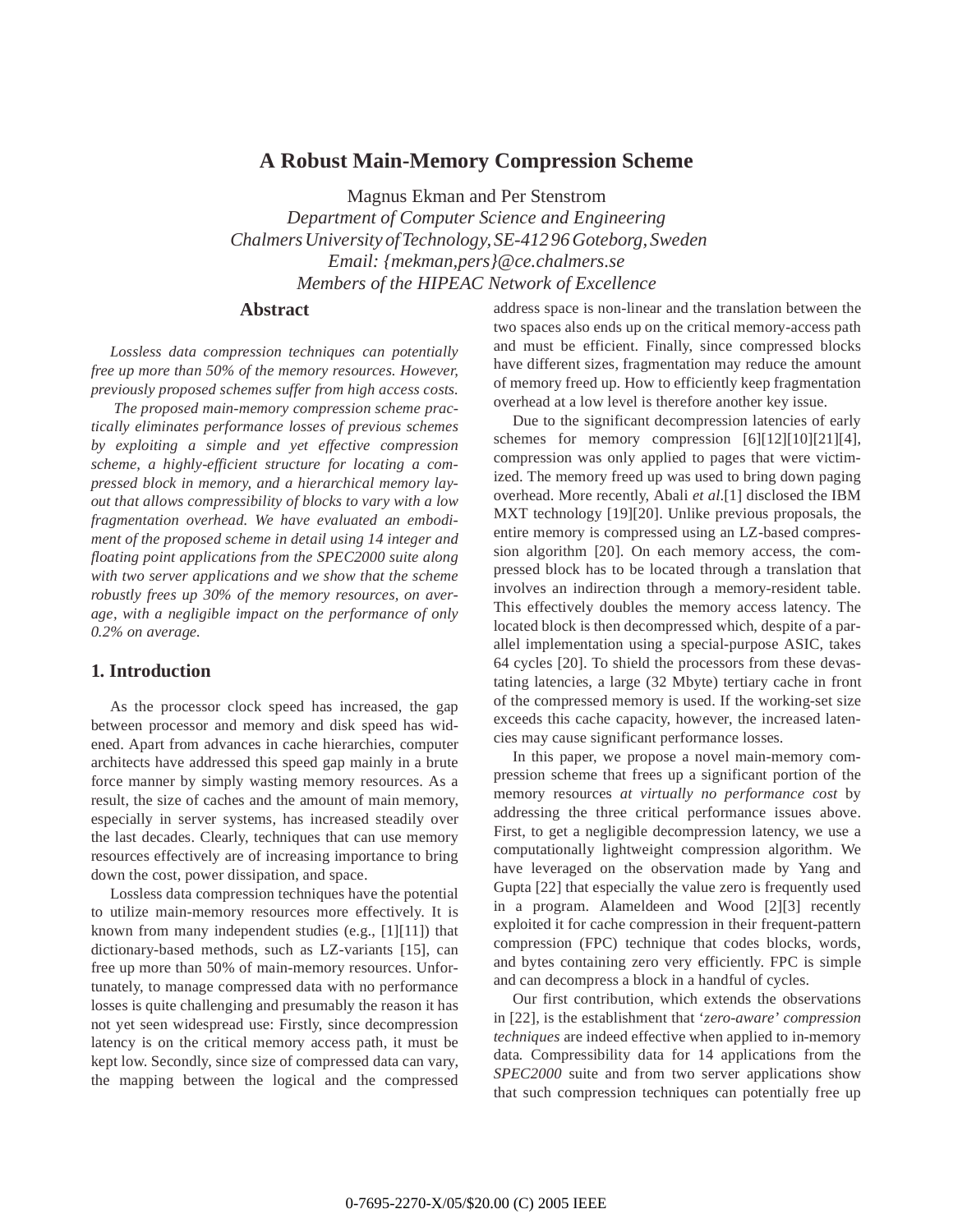# A Robust Main-Memory Compression Scheme

Magnus Ekman and Per Stenstrom
*Department of Computer Science and Engineering*
*Chalmers University of Technology, SE-412 96 Goteborg, Sweden*
*Email: {mekman,pers}@ce.chalmers.se*
*Members of the HIPEAC Network of Excellence*

## Abstract

*Lossless data compression techniques can potentially free up more than 50% of the memory resources. However, previously proposed schemes suffer from high access costs.*

*The proposed main-memory compression scheme practically eliminates performance losses of previous schemes by exploiting a simple and yet effective compression scheme, a highly-efficient structure for locating a compressed block in memory, and a hierarchical memory layout that allows compressibility of blocks to vary with a low fragmentation overhead. We have evaluated an embodiment of the proposed scheme in detail using 14 integer and floating point applications from the SPEC2000 suite along with two server applications and we show that the scheme robustly frees up 30% of the memory resources, on average, with a negligible impact on the performance of only 0.2% on average.*

## 1. Introduction

As the processor clock speed has increased, the gap between processor and memory and disk speed has widened. Apart from advances in cache hierarchies, computer architects have addressed this speed gap mainly in a brute force manner by simply wasting memory resources. As a result, the size of caches and the amount of main memory, especially in server systems, has increased steadily over the last decades. Clearly, techniques that can use memory resources effectively are of increasing importance to bring down the cost, power dissipation, and space.

Lossless data compression techniques have the potential to utilize main-memory resources more effectively. It is known from many independent studies (e.g., [1][11]) that dictionary-based methods, such as LZ-variants [15], can free up more than 50% of main-memory resources. Unfortunately, to manage compressed data with no performance losses is quite challenging and presumably the reason it has not yet seen widespread use: Firstly, since decompression latency is on the critical memory access path, it must be kept low. Secondly, since size of compressed data can vary, the mapping between the logical and the compressed address space is non-linear and the translation between the two spaces also ends up on the critical memory-access path and must be efficient. Finally, since compressed blocks have different sizes, fragmentation may reduce the amount of memory freed up. How to efficiently keep fragmentation overhead at a low level is therefore another key issue.

Due to the significant decompression latencies of early schemes for memory compression [6][12][10][21][4], compression was only applied to pages that were victimized. The memory freed up was used to bring down paging overhead. More recently, Abali *et al*.[1] disclosed the IBM MXT technology [19][20]. Unlike previous proposals, the entire memory is compressed using an LZ-based compression algorithm [20]. On each memory access, the compressed block has to be located through a translation that involves an indirection through a memory-resident table. This effectively doubles the memory access latency. The located block is then decompressed which, despite of a parallel implementation using a special-purpose ASIC, takes 64 cycles [20]. To shield the processors from these devastating latencies, a large (32 Mbyte) tertiary cache in front of the compressed memory is used. If the working-set size exceeds this cache capacity, however, the increased latencies may cause significant performance losses.

In this paper, we propose a novel main-memory compression scheme that frees up a significant portion of the memory resources *at virtually no performance cost* by addressing the three critical performance issues above. First, to get a negligible decompression latency, we use a computationally lightweight compression algorithm. We have leveraged on the observation made by Yang and Gupta [22] that especially the value zero is frequently used in a program. Alameldeen and Wood [2][3] recently exploited it for cache compression in their frequent-pattern compression (FPC) technique that codes blocks, words, and bytes containing zero very efficiently. FPC is simple and can decompress a block in a handful of cycles.

Our first contribution, which extends the observations in [22], is the establishment that '*zero-aware*' *compression techniques* are indeed effective when applied to in-memory data. Compressibility data for 14 applications from the *SPEC2000* suite and from two server applications show that such compression techniques can potentially free up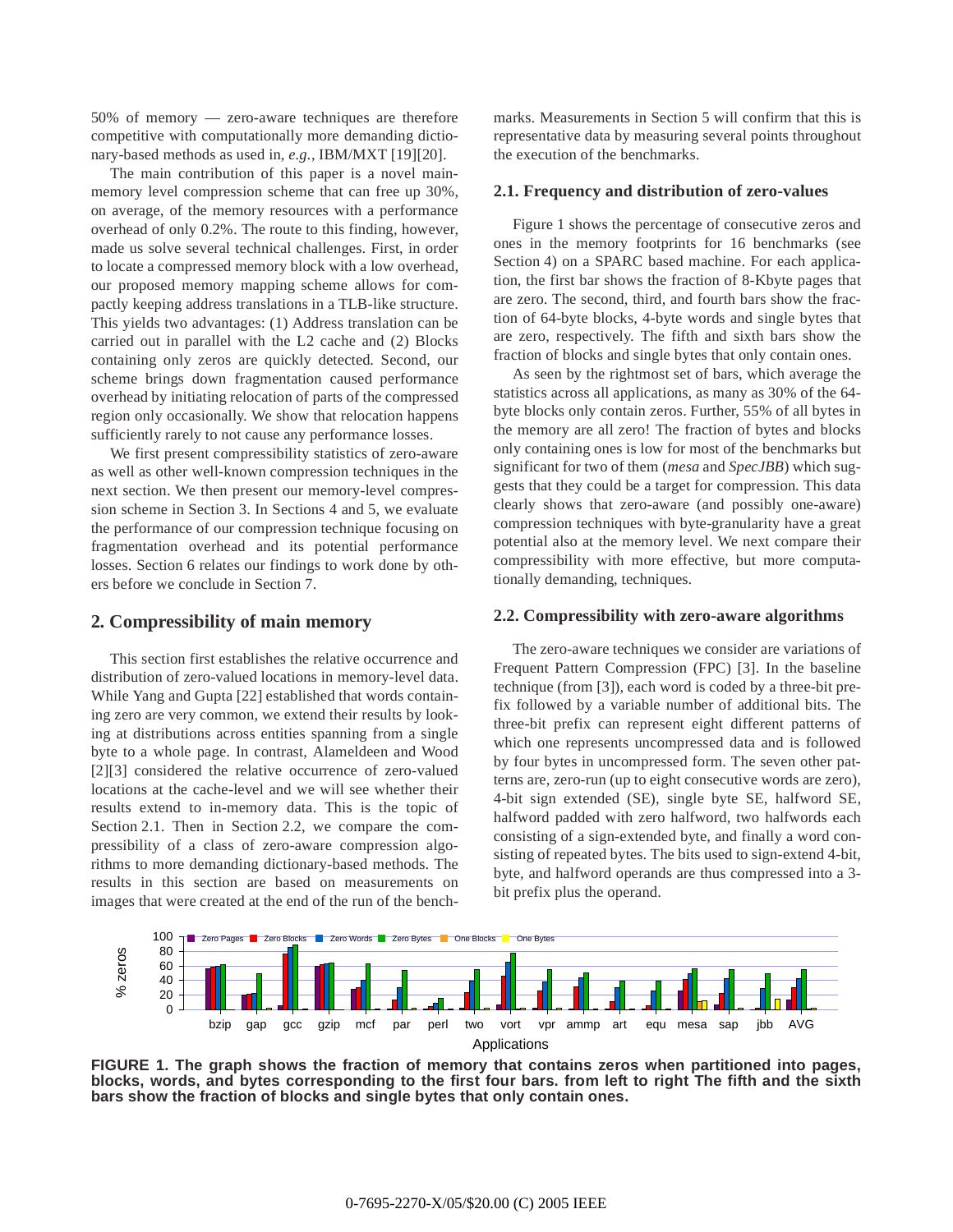50% of memory — zero-aware techniques are therefore competitive with computationally more demanding dictionary-based methods as used in, *e.g.*, IBM/MXT [19][20].

The main contribution of this paper is a novel main-memory level compression scheme that can free up 30%, on average, of the memory resources with a performance overhead of only 0.2%. The route to this finding, however, made us solve several technical challenges. First, in order to locate a compressed memory block with a low overhead, our proposed memory mapping scheme allows for compactly keeping address translations in a TLB-like structure. This yields two advantages: (1) Address translation can be carried out in parallel with the L2 cache and (2) Blocks containing only zeros are quickly detected. Second, our scheme brings down fragmentation caused performance overhead by initiating relocation of parts of the compressed region only occasionally. We show that relocation happens sufficiently rarely to not cause any performance losses.

We first present compressibility statistics of zero-aware as well as other well-known compression techniques in the next section. We then present our memory-level compression scheme in Section 3. In Sections 4 and 5, we evaluate the performance of our compression technique focusing on fragmentation overhead and its potential performance losses. Section 6 relates our findings to work done by others before we conclude in Section 7.

## 2. Compressibility of main memory

This section first establishes the relative occurrence and distribution of zero-valued locations in memory-level data. While Yang and Gupta [22] established that words containing zero are very common, we extend their results by looking at distributions across entities spanning from a single byte to a whole page. In contrast, Alameldeen and Wood [2][3] considered the relative occurrence of zero-valued locations at the cache-level and we will see whether their results extend to in-memory data. This is the topic of Section 2.1. Then in Section 2.2, we compare the compressibility of a class of zero-aware compression algorithms to more demanding dictionary-based methods. The results in this section are based on measurements on images that were created at the end of the run of the benchmarks. Measurements in Section 5 will confirm that this is representative data by measuring several points throughout the execution of the benchmarks.

### 2.1. Frequency and distribution of zero-values

Figure 1 shows the percentage of consecutive zeros and ones in the memory footprints for 16 benchmarks (see Section 4) on a SPARC based machine. For each application, the first bar shows the fraction of 8-Kbyte pages that are zero. The second, third, and fourth bars show the fraction of 64-byte blocks, 4-byte words and single bytes that are zero, respectively. The fifth and sixth bars show the fraction of blocks and single bytes that only contain ones.

As seen by the rightmost set of bars, which average the statistics across all applications, as many as 30% of the 64-byte blocks only contain zeros. Further, 55% of all bytes in the memory are all zero! The fraction of bytes and blocks only containing ones is low for most of the benchmarks but significant for two of them (*mesa* and *SpecJBB*) which suggests that they could be a target for compression. This data clearly shows that zero-aware (and possibly one-aware) compression techniques with byte-granularity have a great potential also at the memory level. We next compare their compressibility with more effective, but more computationally demanding, techniques.

### 2.2. Compressibility with zero-aware algorithms

The zero-aware techniques we consider are variations of Frequent Pattern Compression (FPC) [3]. In the baseline technique (from [3]), each word is coded by a three-bit prefix followed by a variable number of additional bits. The three-bit prefix can represent eight different patterns of which one represents uncompressed data and is followed by four bytes in uncompressed form. The seven other patterns are, zero-run (up to eight consecutive words are zero), 4-bit sign extended (SE), single byte SE, halfword SE, halfword padded with zero halfword, two halfwords each consisting of a sign-extended byte, and finally a word consisting of repeated bytes. The bits used to sign-extend 4-bit, byte, and halfword operands are thus compressed into a 3-bit prefix plus the operand.

**FIGURE 1. The graph shows the fraction of memory that contains zeros when partitioned into pages, blocks, words, and bytes corresponding to the first four bars. from left to right The fifth and the sixth bars show the fraction of blocks and single bytes that only contain ones.**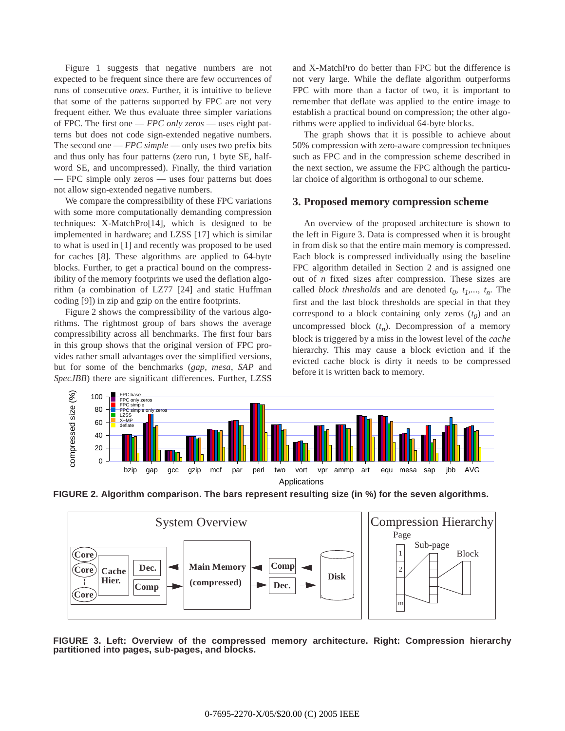Figure 1 suggests that negative numbers are not expected to be frequent since there are few occurrences of runs of consecutive *ones*. Further, it is intuitive to believe that some of the patterns supported by FPC are not very frequent either. We thus evaluate three simpler variations of FPC. The first one — *FPC only zeros* — uses eight patterns but does not code sign-extended negative numbers. The second one — *FPC simple* — only uses two prefix bits and thus only has four patterns (zero run, 1 byte SE, half-word SE, and uncompressed). Finally, the third variation — FPC simple only zeros — uses four patterns but does not allow sign-extended negative numbers.

We compare the compressibility of these FPC variations with some more computationally demanding compression techniques: X-MatchPro[14], which is designed to be implemented in hardware; and LZSS [17] which is similar to what is used in [1] and recently was proposed to be used for caches [8]. These algorithms are applied to 64-byte blocks. Further, to get a practical bound on the compressibility of the memory footprints we used the deflation algorithm (a combination of LZ77 [24] and static Huffman coding [9]) in zip and gzip on the entire footprints.

Figure 2 shows the compressibility of the various algorithms. The rightmost group of bars shows the average compressibility across all benchmarks. The first four bars in this group shows that the original version of FPC provides rather small advantages over the simplified versions, but for some of the benchmarks (*gap*, *mesa*, *SAP* and *SpecJBB*) there are significant differences. Further, LZSS and X-MatchPro do better than FPC but the difference is not very large. While the deflate algorithm outperforms FPC with more than a factor of two, it is important to remember that deflate was applied to the entire image to establish a practical bound on compression; the other algorithms were applied to individual 64-byte blocks.

The graph shows that it is possible to achieve about 50% compression with zero-aware compression techniques such as FPC and in the compression scheme described in the next section, we assume the FPC although the particular choice of algorithm is orthogonal to our scheme.

## 3. Proposed memory compression scheme

An overview of the proposed architecture is shown to the left in Figure 3. Data is compressed when it is brought in from disk so that the entire main memory is compressed. Each block is compressed individually using the baseline FPC algorithm detailed in Section 2 and is assigned one out of $n$ fixed sizes after compression. These sizes are called *block thresholds* and are denoted $t_0$, $t_1$,..., $t_n$. The first and the last block thresholds are special in that they correspond to a block containing only zeros ($t_0$) and an uncompressed block ($t_n$). Decompression of a memory block is triggered by a miss in the lowest level of the *cache* hierarchy. This may cause a block eviction and if the evicted cache block is dirty it needs to be compressed before it is written back to memory.

**FIGURE 2. Algorithm comparison. The bars represent resulting size (in %) for the seven algorithms.**

**FIGURE 3. Left: Overview of the compressed memory architecture. Right: Compression hierarchy partitioned into pages, sub-pages, and blocks.**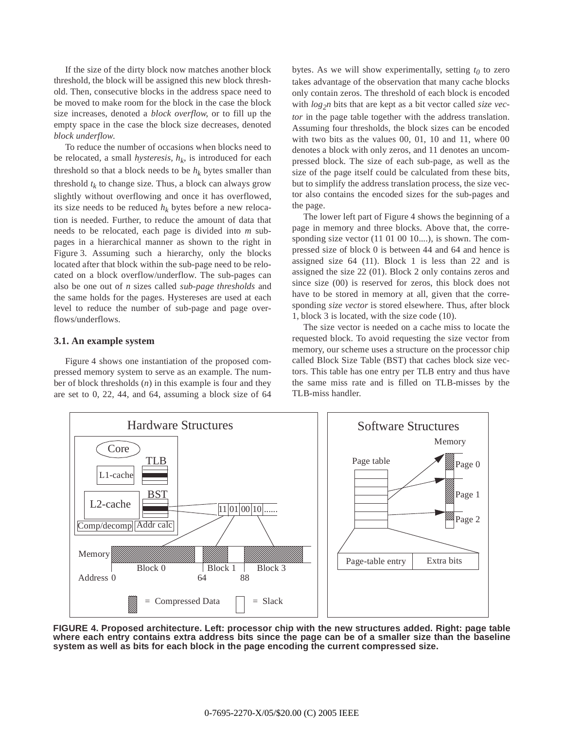If the size of the dirty block now matches another block threshold, the block will be assigned this new block threshold. Then, consecutive blocks in the address space need to be moved to make room for the block in the case the block size increases, denoted a *block overflow*, or to fill up the empty space in the case the block size decreases, denoted *block underflow*.

To reduce the number of occasions when blocks need to be relocated, a small *hysteresis*, $h_k$, is introduced for each threshold so that a block needs to be $h_k$ bytes smaller than threshold $t_k$ to change size. Thus, a block can always grow slightly without overflowing and once it has overflowed, its size needs to be reduced $h_k$ bytes before a new relocation is needed. Further, to reduce the amount of data that needs to be relocated, each page is divided into $m$ sub-pages in a hierarchical manner as shown to the right in Figure 3. Assuming such a hierarchy, only the blocks located after that block within the sub-page need to be relocated on a block overflow/underflow. The sub-pages can also be one out of $n$ sizes called *sub-page thresholds* and the same holds for the pages. Hystereses are used at each level to reduce the number of sub-page and page overflows/underflows.

### 3.1. An example system

Figure 4 shows one instantiation of the proposed compressed memory system to serve as an example. The number of block thresholds ($n$) in this example is four and they are set to 0, 22, 44, and 64, assuming a block size of 64 bytes. As we will show experimentally, setting $t_0$ to zero takes advantage of the observation that many cache blocks only contain zeros. The threshold of each block is encoded with $log_2 n$ bits that are kept as a bit vector called *size vector* in the page table together with the address translation. Assuming four thresholds, the block sizes can be encoded with two bits as the values 00, 01, 10 and 11, where 00 denotes a block with only zeros, and 11 denotes an uncompressed block. The size of each sub-page, as well as the size of the page itself could be calculated from these bits, but to simplify the address translation process, the size vector also contains the encoded sizes for the sub-pages and the page.

The lower left part of Figure 4 shows the beginning of a page in memory and three blocks. Above that, the corresponding size vector (11 01 00 10....), is shown. The compressed size of block 0 is between 44 and 64 and hence is assigned size 64 (11). Block 1 is less than 22 and is assigned the size 22 (01). Block 2 only contains zeros and since size (00) is reserved for zeros, this block does not have to be stored in memory at all, given that the corresponding *size vector* is stored elsewhere. Thus, after block 1, block 3 is located, with the size code (10).

The size vector is needed on a cache miss to locate the requested block. To avoid requesting the size vector from memory, our scheme uses a structure on the processor chip called Block Size Table (BST) that caches block size vectors. This table has one entry per TLB entry and thus have the same miss rate and is filled on TLB-misses by the TLB-miss handler.

**FIGURE 4. Proposed architecture. Left: processor chip with the new structures added. Right: page table where each entry contains extra address bits since the page can be of a smaller size than the baseline system as well as bits for each block in the page encoding the current compressed size.**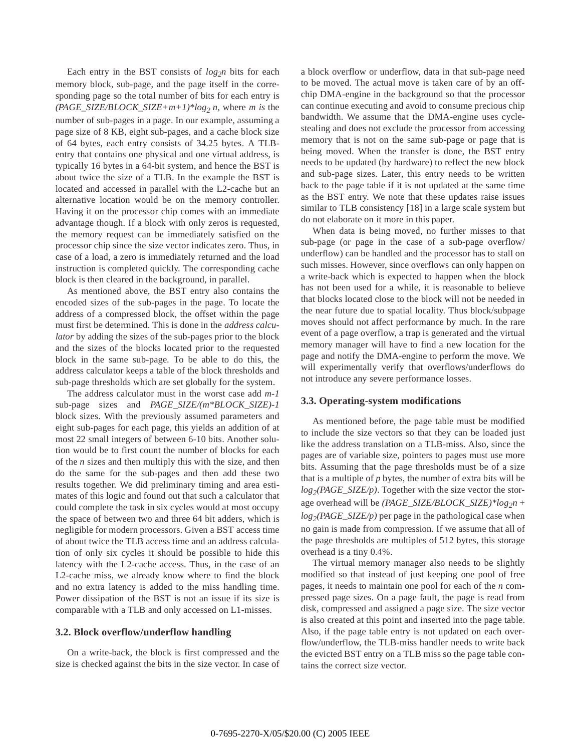Each entry in the BST consists of $log_2 n$ bits for each memory block, sub-page, and the page itself in the corresponding page so the total number of bits for each entry is $(PAGE\_SIZE/BLOCK\_SIZE+m+1)*log_2 n$, where $m$ is the number of sub-pages in a page. In our example, assuming a page size of 8 KB, eight sub-pages, and a cache block size of 64 bytes, each entry consists of 34.25 bytes. A TLB-entry that contains one physical and one virtual address, is typically 16 bytes in a 64-bit system, and hence the BST is about twice the size of a TLB. In the example the BST is located and accessed in parallel with the L2-cache but an alternative location would be on the memory controller. Having it on the processor chip comes with an immediate advantage though. If a block with only zeros is requested, the memory request can be immediately satisfied on the processor chip since the size vector indicates zero. Thus, in case of a load, a zero is immediately returned and the load instruction is completed quickly. The corresponding cache block is then cleared in the background, in parallel.

As mentioned above, the BST entry also contains the encoded sizes of the sub-pages in the page. To locate the address of a compressed block, the offset within the page must first be determined. This is done in the *address calculator* by adding the sizes of the sub-pages prior to the block and the sizes of the blocks located prior to the requested block in the same sub-page. To be able to do this, the address calculator keeps a table of the block thresholds and sub-page thresholds which are set globally for the system.

The address calculator must in the worst case add $m$-1 sub-page sizes and $PAGE\_SIZE/(m*BLOCK\_SIZE)$-1 block sizes. With the previously assumed parameters and eight sub-pages for each page, this yields an addition of at most 22 small integers of between 6-10 bits. Another solution would be to first count the number of blocks for each of the $n$ sizes and then multiply this with the size, and then do the same for the sub-pages and then add these two results together. We did preliminary timing and area estimates of this logic and found out that such a calculator that could complete the task in six cycles would at most occupy the space of between two and three 64 bit adders, which is negligible for modern processors. Given a BST access time of about twice the TLB access time and an address calculation of only six cycles it should be possible to hide this latency with the L2-cache access. Thus, in the case of an L2-cache miss, we already know where to find the block and no extra latency is added to the miss handling time. Power dissipation of the BST is not an issue if its size is comparable with a TLB and only accessed on L1-misses.

### 3.2. Block overflow/underflow handling

On a write-back, the block is first compressed and the size is checked against the bits in the size vector. In case of a block overflow or underflow, data in that sub-page need to be moved. The actual move is taken care of by an off-chip DMA-engine in the background so that the processor can continue executing and avoid to consume precious chip bandwidth. We assume that the DMA-engine uses cycle-stealing and does not exclude the processor from accessing memory that is not on the same sub-page or page that is being moved. When the transfer is done, the BST entry needs to be updated (by hardware) to reflect the new block and sub-page sizes. Later, this entry needs to be written back to the page table if it is not updated at the same time as the BST entry. We note that these updates raise issues similar to TLB consistency [18] in a large scale system but do not elaborate on it more in this paper.

When data is being moved, no further misses to that sub-page (or page in the case of a sub-page overflow/underflow) can be handled and the processor has to stall on such misses. However, since overflows can only happen on a write-back which is expected to happen when the block has not been used for a while, it is reasonable to believe that blocks located close to the block will not be needed in the near future due to spatial locality. Thus block/subpage moves should not affect performance by much. In the rare event of a page overflow, a trap is generated and the virtual memory manager will have to find a new location for the page and notify the DMA-engine to perform the move. We will experimentally verify that overflows/underflows do not introduce any severe performance losses.

### 3.3. Operating-system modifications

As mentioned before, the page table must be modified to include the size vectors so that they can be loaded just like the address translation on a TLB-miss. Also, since the pages are of variable size, pointers to pages must use more bits. Assuming that the page thresholds must be of a size that is a multiple of $p$ bytes, the number of extra bits will be $log_2(PAGE\_SIZE/p)$. Together with the size vector the storage overhead will be $(PAGE\_SIZE/BLOCK\_SIZE)*log_2 n + log_2(PAGE\_SIZE/p)$ per page in the pathological case when no gain is made from compression. If we assume that all of the page thresholds are multiples of 512 bytes, this storage overhead is a tiny 0.4%.

The virtual memory manager also needs to be slightly modified so that instead of just keeping one pool of free pages, it needs to maintain one pool for each of the $n$ compressed page sizes. On a page fault, the page is read from disk, compressed and assigned a page size. The size vector is also created at this point and inserted into the page table. Also, if the page table entry is not updated on each overflow/underflow, the TLB-miss handler needs to write back the evicted BST entry on a TLB miss so the page table contains the correct size vector.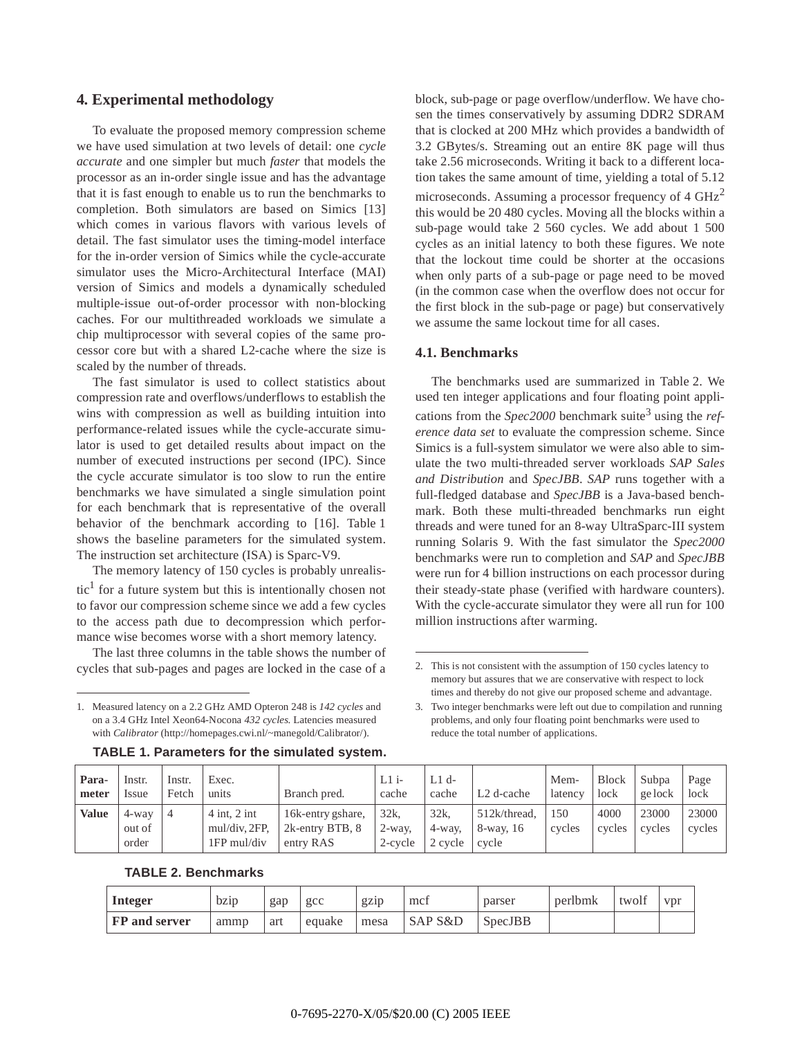## 4. Experimental methodology

To evaluate the proposed memory compression scheme we have used simulation at two levels of detail: one *cycle accurate* and one simpler but much *faster* that models the processor as an in-order single issue and has the advantage that it is fast enough to enable us to run the benchmarks to completion. Both simulators are based on Simics [13] which comes in various flavors with various levels of detail. The fast simulator uses the timing-model interface for the in-order version of Simics while the cycle-accurate simulator uses the Micro-Architectural Interface (MAI) version of Simics and models a dynamically scheduled multiple-issue out-of-order processor with non-blocking caches. For our multithreaded workloads we simulate a chip multiprocessor with several copies of the same processor core but with a shared L2-cache where the size is scaled by the number of threads.

The fast simulator is used to collect statistics about compression rate and overflows/underflows to establish the wins with compression as well as building intuition into performance-related issues while the cycle-accurate simulator is used to get detailed results about impact on the number of executed instructions per second (IPC). Since the cycle accurate simulator is too slow to run the entire benchmarks we have simulated a single simulation point for each benchmark that is representative of the overall behavior of the benchmark according to [16]. Table 1 shows the baseline parameters for the simulated system. The instruction set architecture (ISA) is Sparc-V9.

The memory latency of 150 cycles is probably unrealistic[1] for a future system but this is intentionally chosen not to favor our compression scheme since we add a few cycles to the access path due to decompression which performance wise becomes worse with a short memory latency.

The last three columns in the table shows the number of cycles that sub-pages and pages are locked in the case of a block, sub-page or page overflow/underflow. We have chosen the times conservatively by assuming DDR2 SDRAM that is clocked at 200 MHz which provides a bandwidth of 3.2 GBytes/s. Streaming out an entire 8K page will thus take 2.56 microseconds. Writing it back to a different location takes the same amount of time, yielding a total of 5.12 microseconds. Assuming a processor frequency of 4 GHz[2] this would be 20 480 cycles. Moving all the blocks within a sub-page would take 2 560 cycles. We add about 1 500 cycles as an initial latency to both these figures. We note that the lockout time could be shorter at the occasions when only parts of a sub-page or page need to be moved (in the common case when the overflow does not occur for the first block in the sub-page or page) but conservatively we assume the same lockout time for all cases.

### 4.1. Benchmarks

The benchmarks used are summarized in Table 2. We used ten integer applications and four floating point applications from the *Spec2000* benchmark suite[3] using the *reference data set* to evaluate the compression scheme. Since Simics is a full-system simulator we were also able to simulate the two multi-threaded server workloads *SAP Sales and Distribution* and *SpecJBB*. *SAP* runs together with a full-fledged database and *SpecJBB* is a Java-based benchmark. Both these multi-threaded benchmarks run eight threads and were tuned for an 8-way UltraSparc-III system running Solaris 9. With the fast simulator the *Spec2000* benchmarks were run to completion and *SAP* and *SpecJBB* were run for 4 billion instructions on each processor during their steady-state phase (verified with hardware counters). With the cycle-accurate simulator they were all run for 100 million instructions after warming.

1. Measured latency on a 2.2 GHz AMD Opteron 248 is *142 cycles* and on a 3.4 GHz Intel Xeon64-Nocona *432 cycles*. Latencies measured with *Calibrator* (http://homepages.cwi.nl/~manegold/Calibrator/).

2. This is not consistent with the assumption of 150 cycles latency to memory but assures that we are conservative with respect to lock times and thereby do not give our proposed scheme and advantage.

3. Two integer benchmarks were left out due to compilation and running problems, and only four floating point benchmarks were used to reduce the total number of applications.

**TABLE 1. Parameters for the simulated system.**

| **Parameter** | Instr. Issue | Instr. Fetch | Exec. units | Branch pred. | L1 i-cache | L1 d-cache | L2 d-cache | Mem-latency | Block lock | Subpage lock | Page lock |
|---|---|---|---|---|---|---|---|---|---|---|---|
| **Value** | 4-way out of order | 4 | 4 int, 2 int mul/div, 2FP, 1FP mul/div | 16k-entry gshare, 2k-entry BTB, 8 entry RAS | 32k, 2-way, 2-cycle | 32k, 4-way, 2 cycle | 512k/thread, 8-way, 16 cycle | 150 cycles | 4000 cycles | 23000 cycles | 23000 cycles |

**TABLE 2. Benchmarks**

| **Integer** | bzip | gap | gcc | gzip | mcf | parser | perlbmk | twolf | vpr |
|---|---|---|---|---|---|---|---|---|---|
| **FP and server** | ammp | art | equake | mesa | SAP S&D | SpecJBB | | | |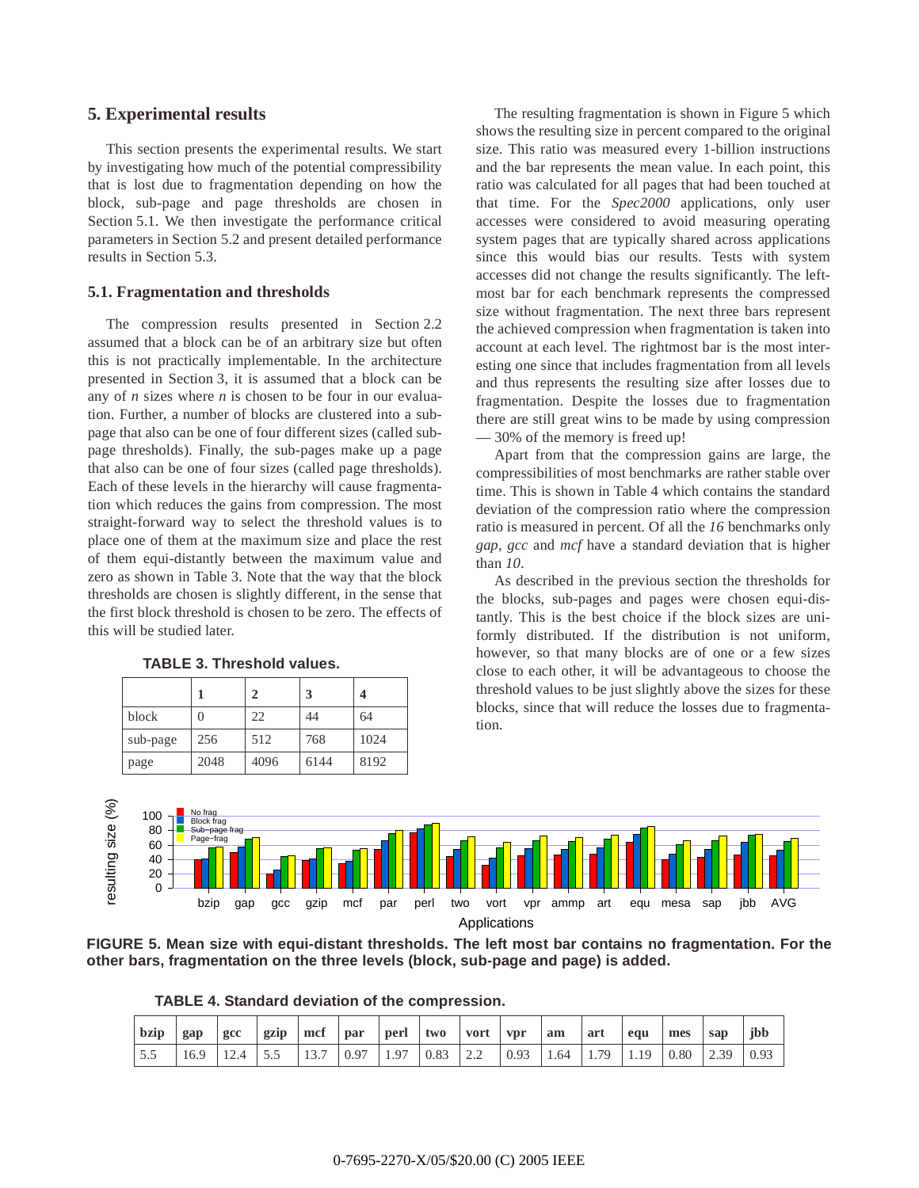## 5. Experimental results

This section presents the experimental results. We start by investigating how much of the potential compressibility that is lost due to fragmentation depending on how the block, sub-page and page thresholds are chosen in Section 5.1. We then investigate the performance critical parameters in Section 5.2 and present detailed performance results in Section 5.3.

### 5.1. Fragmentation and thresholds

The compression results presented in Section 2.2 assumed that a block can be of an arbitrary size but often this is not practically implementable. In the architecture presented in Section 3, it is assumed that a block can be any of *n* sizes where *n* is chosen to be four in our evaluation. Further, a number of blocks are clustered into a sub-page that also can be one of four different sizes (called sub-page thresholds). Finally, the sub-pages make up a page that also can be one of four sizes (called page thresholds). Each of these levels in the hierarchy will cause fragmentation which reduces the gains from compression. The most straight-forward way to select the threshold values is to place one of them at the maximum size and place the rest of them equi-distantly between the maximum value and zero as shown in Table 3. Note that the way that the block thresholds are chosen is slightly different, in the sense that the first block threshold is chosen to be zero. The effects of this will be studied later.

**TABLE 3. Threshold values.**

| | 1 | 2 | 3 | 4 |
|---|---|---|---|---|
| block | 0 | 22 | 44 | 64 |
| sub-page | 256 | 512 | 768 | 1024 |
| page | 2048 | 4096 | 6144 | 8192 |

The resulting fragmentation is shown in Figure 5 which shows the resulting size in percent compared to the original size. This ratio was measured every 1-billion instructions and the bar represents the mean value. In each point, this ratio was calculated for all pages that had been touched at that time. For the *Spec2000* applications, only user accesses were considered to avoid measuring operating system pages that are typically shared across applications since this would bias our results. Tests with system accesses did not change the results significantly. The left-most bar for each benchmark represents the compressed size without fragmentation. The next three bars represent the achieved compression when fragmentation is taken into account at each level. The rightmost bar is the most interesting one since that includes fragmentation from all levels and thus represents the resulting size after losses due to fragmentation. Despite the losses due to fragmentation there are still great wins to be made by using compression — 30% of the memory is freed up!

Apart from that the compression gains are large, the compressibilities of most benchmarks are rather stable over time. This is shown in Table 4 which contains the standard deviation of the compression ratio where the compression ratio is measured in percent. Of all the *16* benchmarks only *gap*, *gcc* and *mcf* have a standard deviation that is higher than *10*.

As described in the previous section the thresholds for the blocks, sub-pages and pages were chosen equi-distantly. This is the best choice if the block sizes are uniformly distributed. If the distribution is not uniform, however, so that many blocks are of one or a few sizes close to each other, it will be advantageous to choose the threshold values to be just slightly above the sizes for these blocks, since that will reduce the losses due to fragmentation.

**FIGURE 5. Mean size with equi-distant thresholds. The left most bar contains no fragmentation. For the other bars, fragmentation on the three levels (block, sub-page and page) is added.**

**TABLE 4. Standard deviation of the compression.**

| bzip | gap | gcc | gzip | mcf | par | perl | two | vort | vpr | am | art | equ | mes | sap | jbb |
|---|---|---|---|---|---|---|---|---|---|---|---|---|---|---|---|
| 5.5 | 16.9 | 12.4 | 5.5 | 13.7 | 0.97 | 1.97 | 0.83 | 2.2 | 0.93 | 1.64 | 1.79 | 1.19 | 0.80 | 2.39 | 0.93 |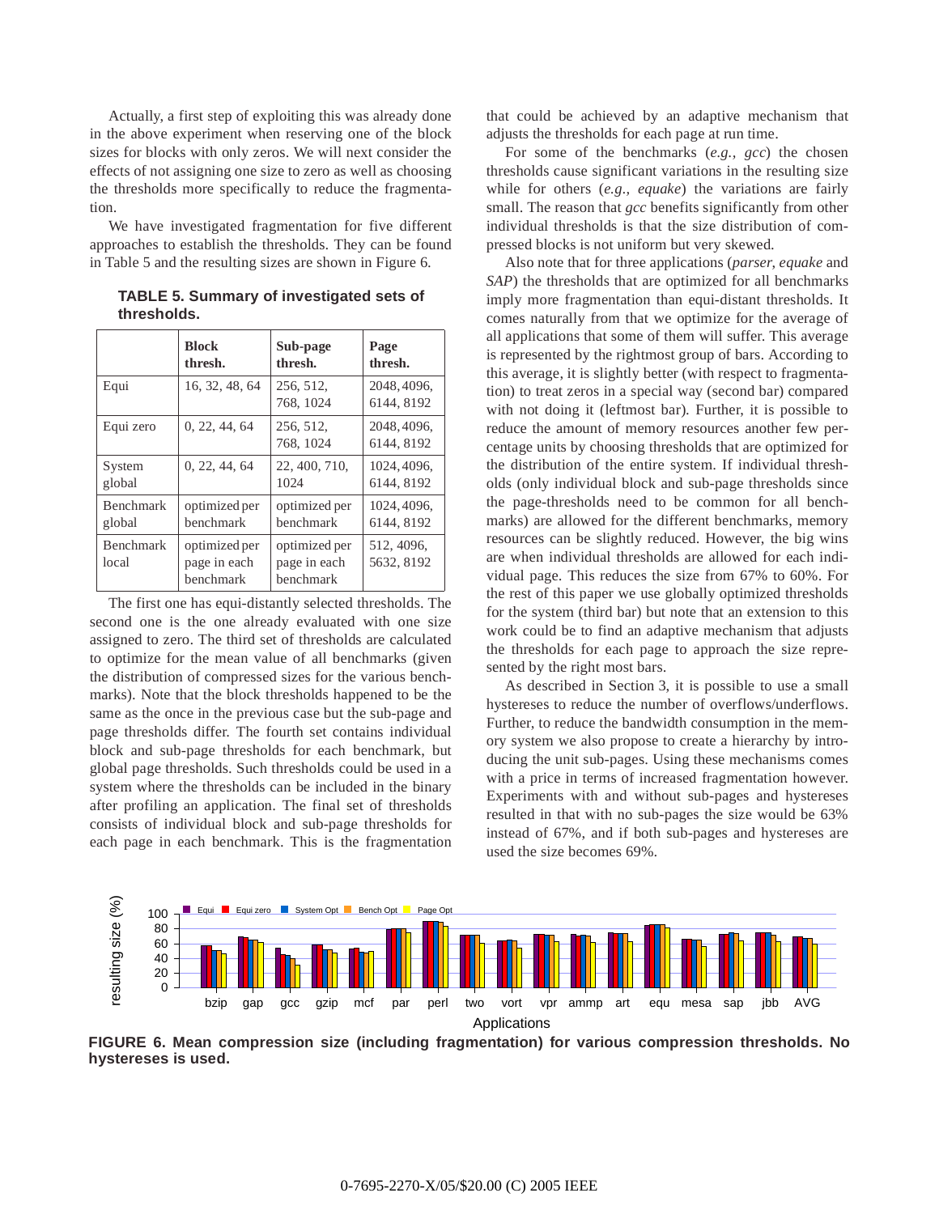Actually, a first step of exploiting this was already done in the above experiment when reserving one of the block sizes for blocks with only zeros. We will next consider the effects of not assigning one size to zero as well as choosing the thresholds more specifically to reduce the fragmentation.

We have investigated fragmentation for five different approaches to establish the thresholds. They can be found in Table 5 and the resulting sizes are shown in Figure 6.

**TABLE 5. Summary of investigated sets of thresholds.**

| | Block thresh. | Sub-page thresh. | Page thresh. |
|---|---|---|---|
| Equi | 16, 32, 48, 64 | 256, 512, 768, 1024 | 2048, 4096, 6144, 8192 |
| Equi zero | 0, 22, 44, 64 | 256, 512, 768, 1024 | 2048, 4096, 6144, 8192 |
| System global | 0, 22, 44, 64 | 22, 400, 710, 1024 | 1024, 4096, 6144, 8192 |
| Benchmark global | optimized per benchmark | optimized per benchmark | 1024, 4096, 6144, 8192 |
| Benchmark local | optimized per page in each benchmark | optimized per page in each benchmark | 512, 4096, 5632, 8192 |

The first one has equi-distantly selected thresholds. The second one is the one already evaluated with one size assigned to zero. The third set of thresholds are calculated to optimize for the mean value of all benchmarks (given the distribution of compressed sizes for the various benchmarks). Note that the block thresholds happened to be the same as the once in the previous case but the sub-page and page thresholds differ. The fourth set contains individual block and sub-page thresholds for each benchmark, but global page thresholds. Such thresholds could be used in a system where the thresholds can be included in the binary after profiling an application. The final set of thresholds consists of individual block and sub-page thresholds for each page in each benchmark. This is the fragmentation that could be achieved by an adaptive mechanism that adjusts the thresholds for each page at run time.

For some of the benchmarks (*e.g., gcc*) the chosen thresholds cause significant variations in the resulting size while for others (*e.g., equake*) the variations are fairly small. The reason that *gcc* benefits significantly from other individual thresholds is that the size distribution of compressed blocks is not uniform but very skewed.

Also note that for three applications (*parser*, *equake* and *SAP*) the thresholds that are optimized for all benchmarks imply more fragmentation than equi-distant thresholds. It comes naturally from that we optimize for the average of all applications that some of them will suffer. This average is represented by the rightmost group of bars. According to this average, it is slightly better (with respect to fragmentation) to treat zeros in a special way (second bar) compared with not doing it (leftmost bar). Further, it is possible to reduce the amount of memory resources another few percentage units by choosing thresholds that are optimized for the distribution of the entire system. If individual thresholds (only individual block and sub-page thresholds since the page-thresholds need to be common for all benchmarks) are allowed for the different benchmarks, memory resources can be slightly reduced. However, the big wins are when individual thresholds are allowed for each individual page. This reduces the size from 67% to 60%. For the rest of this paper we use globally optimized thresholds for the system (third bar) but note that an extension to this work could be to find an adaptive mechanism that adjusts the thresholds for each page to approach the size represented by the right most bars.

As described in Section 3, it is possible to use a small hystereses to reduce the number of overflows/underflows. Further, to reduce the bandwidth consumption in the memory system we also propose to create a hierarchy by introducing the unit sub-pages. Using these mechanisms comes with a price in terms of increased fragmentation however. Experiments with and without sub-pages and hystereses resulted in that with no sub-pages the size would be 63% instead of 67%, and if both sub-pages and hystereses are used the size becomes 69%.

**FIGURE 6. Mean compression size (including fragmentation) for various compression thresholds. No hystereses is used.**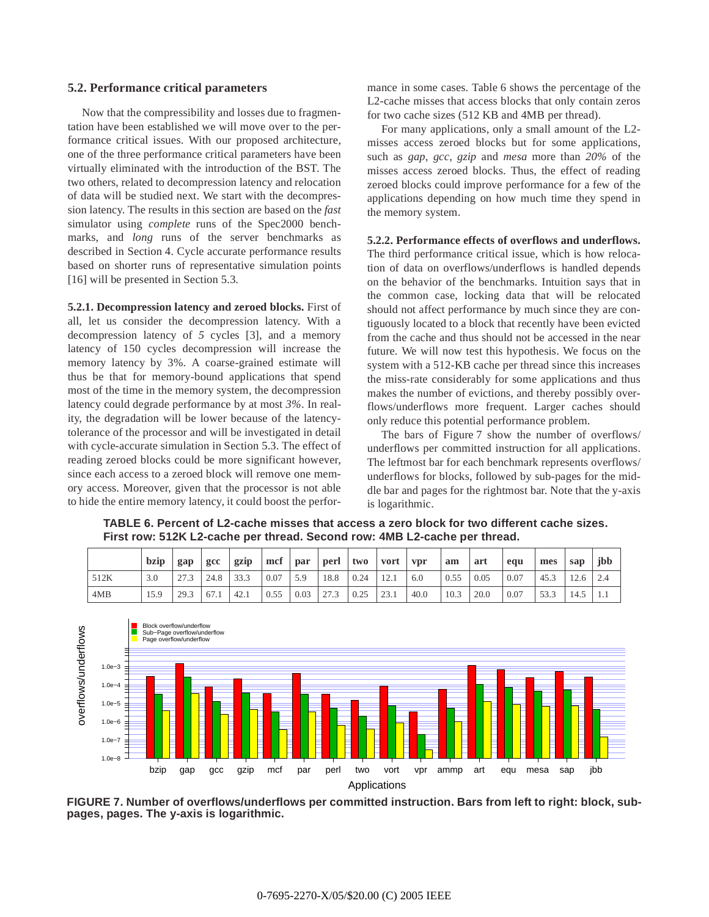### 5.2. Performance critical parameters

Now that the compressibility and losses due to fragmentation have been established we will move over to the performance critical issues. With our proposed architecture, one of the three performance critical parameters have been virtually eliminated with the introduction of the BST. The two others, related to decompression latency and relocation of data will be studied next. We start with the decompression latency. The results in this section are based on the *fast* simulator using *complete* runs of the Spec2000 benchmarks, and *long* runs of the server benchmarks as described in Section 4. Cycle accurate performance results based on shorter runs of representative simulation points [16] will be presented in Section 5.3.

**5.2.1. Decompression latency and zeroed blocks.** First of all, let us consider the decompression latency. With a decompression latency of *5* cycles [3], and a memory latency of 150 cycles decompression will increase the memory latency by 3%. A coarse-grained estimate will thus be that for memory-bound applications that spend most of the time in the memory system, the decompression latency could degrade performance by at most *3%*. In reality, the degradation will be lower because of the latency-tolerance of the processor and will be investigated in detail with cycle-accurate simulation in Section 5.3. The effect of reading zeroed blocks could be more significant however, since each access to a zeroed block will remove one memory access. Moreover, given that the processor is not able to hide the entire memory latency, it could boost the performance in some cases. Table 6 shows the percentage of the L2-cache misses that access blocks that only contain zeros for two cache sizes (512 KB and 4MB per thread).

For many applications, only a small amount of the L2-misses access zeroed blocks but for some applications, such as *gap*, *gcc*, *gzip* and *mesa* more than *20%* of the misses access zeroed blocks. Thus, the effect of reading zeroed blocks could improve performance for a few of the applications depending on how much time they spend in the memory system.

**5.2.2. Performance effects of overflows and underflows.** The third performance critical issue, which is how relocation of data on overflows/underflows is handled depends on the behavior of the benchmarks. Intuition says that in the common case, locking data that will be relocated should not affect performance by much since they are contiguously located to a block that recently have been evicted from the cache and thus should not be accessed in the near future. We will now test this hypothesis. We focus on the system with a 512-KB cache per thread since this increases the miss-rate considerably for some applications and thus makes the number of evictions, and thereby possibly overflows/underflows more frequent. Larger caches should only reduce this potential performance problem.

The bars of Figure 7 show the number of overflows/underflows per committed instruction for all applications. The leftmost bar for each benchmark represents overflows/underflows for blocks, followed by sub-pages for the middle bar and pages for the rightmost bar. Note that the y-axis is logarithmic.

**TABLE 6. Percent of L2-cache misses that access a zero block for two different cache sizes. First row: 512K L2-cache per thread. Second row: 4MB L2-cache per thread.**

| | bzip | gap | gcc | gzip | mcf | par | perl | two | vort | vpr | am | art | equ | mes | sap | jbb |
|---|---|---|---|---|---|---|---|---|---|---|---|---|---|---|---|---|
| 512K | 3.0 | 27.3 | 24.8 | 33.3 | 0.07 | 5.9 | 18.8 | 0.24 | 12.1 | 6.0 | 0.55 | 0.05 | 0.07 | 45.3 | 12.6 | 2.4 |
| 4MB | 15.9 | 29.3 | 67.1 | 42.1 | 0.55 | 0.03 | 27.3 | 0.25 | 23.1 | 40.0 | 10.3 | 20.0 | 0.07 | 53.3 | 14.5 | 1.1 |

**FIGURE 7. Number of overflows/underflows per committed instruction. Bars from left to right: block, sub-pages, pages. The y-axis is logarithmic.**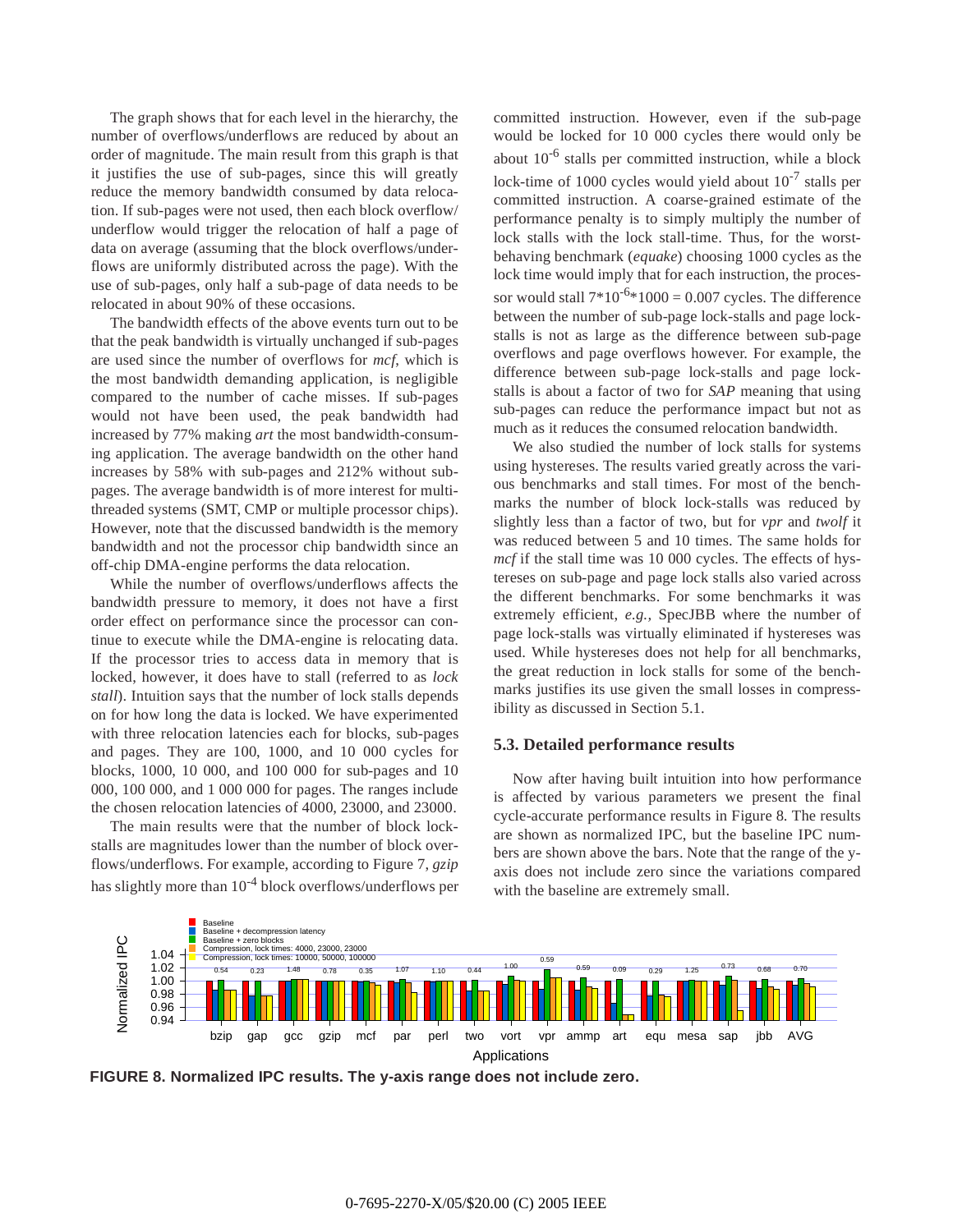The graph shows that for each level in the hierarchy, the number of overflows/underflows are reduced by about an order of magnitude. The main result from this graph is that it justifies the use of sub-pages, since this will greatly reduce the memory bandwidth consumed by data relocation. If sub-pages were not used, then each block overflow/underflow would trigger the relocation of half a page of data on average (assuming that the block overflows/underflows are uniformly distributed across the page). With the use of sub-pages, only half a sub-page of data needs to be relocated in about 90% of these occasions.

The bandwidth effects of the above events turn out to be that the peak bandwidth is virtually unchanged if sub-pages are used since the number of overflows for *mcf*, which is the most bandwidth demanding application, is negligible compared to the number of cache misses. If sub-pages would not have been used, the peak bandwidth had increased by 77% making *art* the most bandwidth-consuming application. The average bandwidth on the other hand increases by 58% with sub-pages and 212% without sub-pages. The average bandwidth is of more interest for multi-threaded systems (SMT, CMP or multiple processor chips). However, note that the discussed bandwidth is the memory bandwidth and not the processor chip bandwidth since an off-chip DMA-engine performs the data relocation.

While the number of overflows/underflows affects the bandwidth pressure to memory, it does not have a first order effect on performance since the processor can continue to execute while the DMA-engine is relocating data. If the processor tries to access data in memory that is locked, however, it does have to stall (referred to as *lock stall*). Intuition says that the number of lock stalls depends on for how long the data is locked. We have experimented with three relocation latencies each for blocks, sub-pages and pages. They are 100, 1000, and 10 000 cycles for blocks, 1000, 10 000, and 100 000 for sub-pages and 10 000, 100 000, and 1 000 000 for pages. The ranges include the chosen relocation latencies of 4000, 23000, and 23000.

The main results were that the number of block lock-stalls are magnitudes lower than the number of block overflows/underflows. For example, according to Figure 7, *gzip* has slightly more than $10^{-4}$ block overflows/underflows per committed instruction. However, even if the sub-page would be locked for 10 000 cycles there would only be about $10^{-6}$ stalls per committed instruction, while a block lock-time of 1000 cycles would yield about $10^{-7}$ stalls per committed instruction. A coarse-grained estimate of the performance penalty is to simply multiply the number of lock stalls with the lock stall-time. Thus, for the worst-behaving benchmark (*equake*) choosing 1000 cycles as the lock time would imply that for each instruction, the processor would stall $7*10^{-6}*1000 = 0.007$ cycles. The difference between the number of sub-page lock-stalls and page lock-stalls is not as large as the difference between sub-page overflows and page overflows however. For example, the difference between sub-page lock-stalls and page lock-stalls is about a factor of two for *SAP* meaning that using sub-pages can reduce the performance impact but not as much as it reduces the consumed relocation bandwidth.

We also studied the number of lock stalls for systems using hystereses. The results varied greatly across the various benchmarks and stall times. For most of the benchmarks the number of block lock-stalls was reduced by slightly less than a factor of two, but for *vpr* and *twolf* it was reduced between 5 and 10 times. The same holds for *mcf* if the stall time was 10 000 cycles. The effects of hystereses on sub-page and page lock stalls also varied across the different benchmarks. For some benchmarks it was extremely efficient, *e.g.,* SpecJBB where the number of page lock-stalls was virtually eliminated if hystereses was used. While hystereses does not help for all benchmarks, the great reduction in lock stalls for some of the benchmarks justifies its use given the small losses in compressibility as discussed in Section 5.1.

### 5.3. Detailed performance results

Now after having built intuition into how performance is affected by various parameters we present the final cycle-accurate performance results in Figure 8. The results are shown as normalized IPC, but the baseline IPC numbers are shown above the bars. Note that the range of the y-axis does not include zero since the variations compared with the baseline are extremely small.

**FIGURE 8. Normalized IPC results. The y-axis range does not include zero.**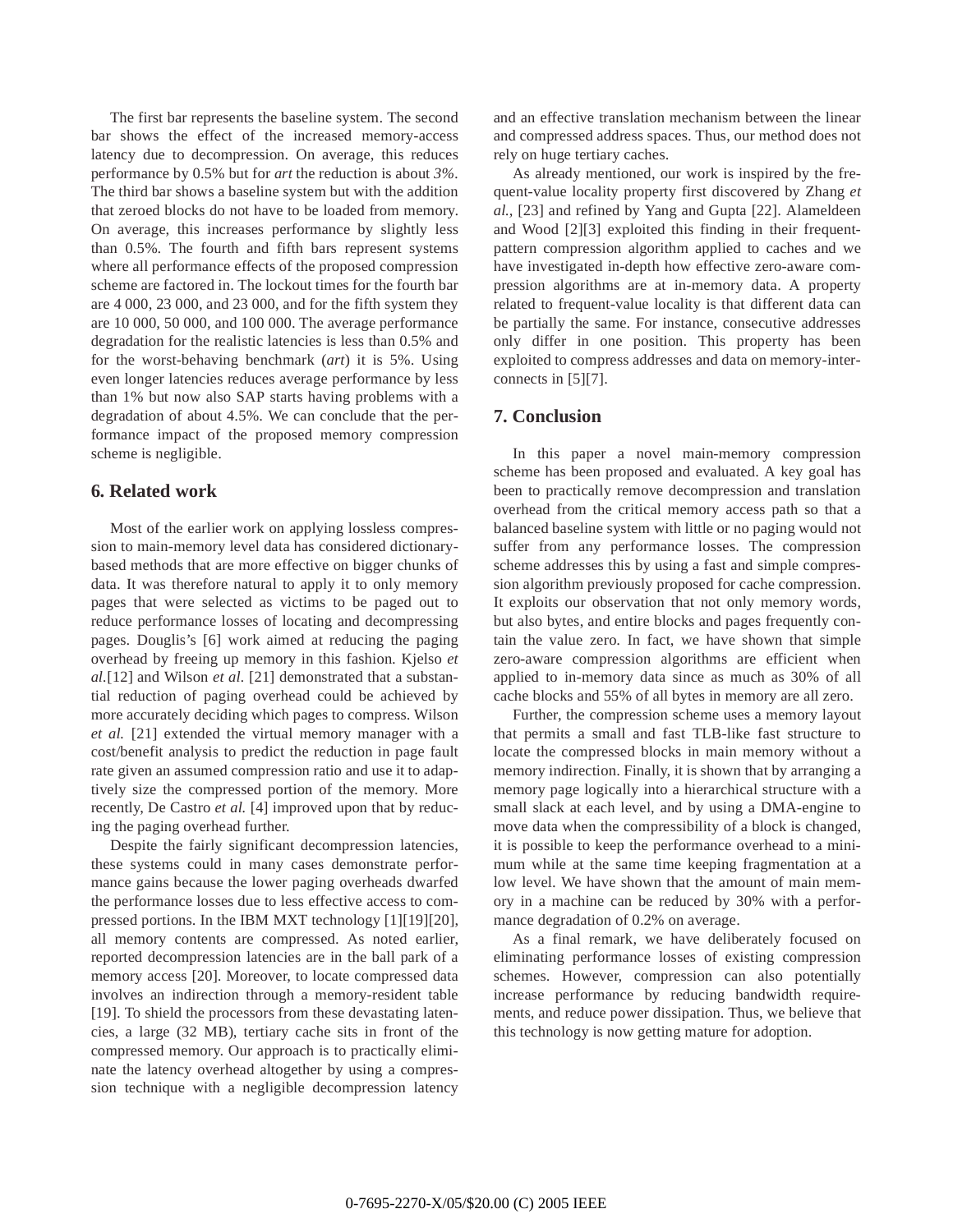The first bar represents the baseline system. The second bar shows the effect of the increased memory-access latency due to decompression. On average, this reduces performance by 0.5% but for *art* the reduction is about *3%*. The third bar shows a baseline system but with the addition that zeroed blocks do not have to be loaded from memory. On average, this increases performance by slightly less than 0.5%. The fourth and fifth bars represent systems where all performance effects of the proposed compression scheme are factored in. The lockout times for the fourth bar are 4 000, 23 000, and 23 000, and for the fifth system they are 10 000, 50 000, and 100 000. The average performance degradation for the realistic latencies is less than 0.5% and for the worst-behaving benchmark (*art*) it is 5%. Using even longer latencies reduces average performance by less than 1% but now also SAP starts having problems with a degradation of about 4.5%. We can conclude that the performance impact of the proposed memory compression scheme is negligible.

## 6. Related work

Most of the earlier work on applying lossless compression to main-memory level data has considered dictionary-based methods that are more effective on bigger chunks of data. It was therefore natural to apply it to only memory pages that were selected as victims to be paged out to reduce performance losses of locating and decompressing pages. Douglis's [6] work aimed at reducing the paging overhead by freeing up memory in this fashion. Kjelso *et al.*[12] and Wilson *et al.* [21] demonstrated that a substantial reduction of paging overhead could be achieved by more accurately deciding which pages to compress. Wilson *et al.* [21] extended the virtual memory manager with a cost/benefit analysis to predict the reduction in page fault rate given an assumed compression ratio and use it to adaptively size the compressed portion of the memory. More recently, De Castro *et al.* [4] improved upon that by reducing the paging overhead further.

Despite the fairly significant decompression latencies, these systems could in many cases demonstrate performance gains because the lower paging overheads dwarfed the performance losses due to less effective access to compressed portions. In the IBM MXT technology [1][19][20], all memory contents are compressed. As noted earlier, reported decompression latencies are in the ball park of a memory access [20]. Moreover, to locate compressed data involves an indirection through a memory-resident table [19]. To shield the processors from these devastating latencies, a large (32 MB), tertiary cache sits in front of the compressed memory. Our approach is to practically eliminate the latency overhead altogether by using a compression technique with a negligible decompression latency and an effective translation mechanism between the linear and compressed address spaces. Thus, our method does not rely on huge tertiary caches.

As already mentioned, our work is inspired by the frequent-value locality property first discovered by Zhang *et al.*, [23] and refined by Yang and Gupta [22]. Alameldeen and Wood [2][3] exploited this finding in their frequent-pattern compression algorithm applied to caches and we have investigated in-depth how effective zero-aware compression algorithms are at in-memory data. A property related to frequent-value locality is that different data can be partially the same. For instance, consecutive addresses only differ in one position. This property has been exploited to compress addresses and data on memory-interconnects in [5][7].

## 7. Conclusion

In this paper a novel main-memory compression scheme has been proposed and evaluated. A key goal has been to practically remove decompression and translation overhead from the critical memory access path so that a balanced baseline system with little or no paging would not suffer from any performance losses. The compression scheme addresses this by using a fast and simple compression algorithm previously proposed for cache compression. It exploits our observation that not only memory words, but also bytes, and entire blocks and pages frequently contain the value zero. In fact, we have shown that simple zero-aware compression algorithms are efficient when applied to in-memory data since as much as 30% of all cache blocks and 55% of all bytes in memory are all zero.

Further, the compression scheme uses a memory layout that permits a small and fast TLB-like fast structure to locate the compressed blocks in main memory without a memory indirection. Finally, it is shown that by arranging a memory page logically into a hierarchical structure with a small slack at each level, and by using a DMA-engine to move data when the compressibility of a block is changed, it is possible to keep the performance overhead to a minimum while at the same time keeping fragmentation at a low level. We have shown that the amount of main memory in a machine can be reduced by 30% with a performance degradation of 0.2% on average.

As a final remark, we have deliberately focused on eliminating performance losses of existing compression schemes. However, compression can also potentially increase performance by reducing bandwidth requirements, and reduce power dissipation. Thus, we believe that this technology is now getting mature for adoption.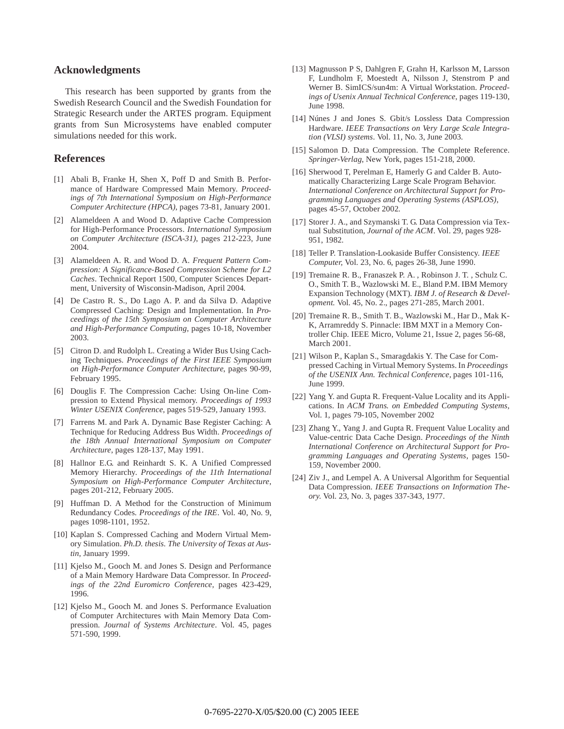## Acknowledgments

This research has been supported by grants from the Swedish Research Council and the Swedish Foundation for Strategic Research under the ARTES program. Equipment grants from Sun Microsystems have enabled computer simulations needed for this work.

## References

[1] Abali B, Franke H, Shen X, Poff D and Smith B. Performance of Hardware Compressed Main Memory. *Proceedings of 7th International Symposium on High-Performance Computer Architecture (HPCA)*, pages 73-81, January 2001.

[2] Alameldeen A and Wood D. Adaptive Cache Compression for High-Performance Processors. *International Symposium on Computer Architecture (ISCA-31)*, pages 212-223, June 2004.

[3] Alameldeen A. R. and Wood D. A. *Frequent Pattern Compression: A Significance-Based Compression Scheme for L2 Caches*. Technical Report 1500, Computer Sciences Department, University of Wisconsin-Madison, April 2004.

[4] De Castro R. S., Do Lago A. P. and da Silva D. Adaptive Compressed Caching: Design and Implementation. In *Proceedings of the 15th Symposium on Computer Architecture and High-Performance Computing*, pages 10-18, November 2003.

[5] Citron D. and Rudolph L. Creating a Wider Bus Using Caching Techniques. *Proceedings of the First IEEE Symposium on High-Performance Computer Architecture*, pages 90-99, February 1995.

[6] Douglis F. The Compression Cache: Using On-line Compression to Extend Physical memory. *Proceedings of 1993 Winter USENIX Conference*, pages 519-529, January 1993.

[7] Farrens M. and Park A. Dynamic Base Register Caching: A Technique for Reducing Address Bus Width. *Proceedings of the 18th Annual International Symposium on Computer Architecture*, pages 128-137, May 1991.

[8] Hallnor E.G. and Reinhardt S. K. A Unified Compressed Memory Hierarchy. *Proceedings of the 11th International Symposium on High-Performance Computer Architecture*, pages 201-212, February 2005.

[9] Huffman D. A Method for the Construction of Minimum Redundancy Codes. *Proceedings of the IRE*. Vol. 40, No. 9, pages 1098-1101, 1952.

[10] Kaplan S. Compressed Caching and Modern Virtual Memory Simulation. *Ph.D. thesis. The University of Texas at Austin*, January 1999.

[11] Kjelso M., Gooch M. and Jones S. Design and Performance of a Main Memory Hardware Data Compressor. In *Proceedings of the 22nd Euromicro Conference*, pages 423-429, 1996.

[12] Kjelso M., Gooch M. and Jones S. Performance Evaluation of Computer Architectures with Main Memory Data Compression. *Journal of Systems Architecture*. Vol. 45, pages 571-590, 1999.

[13] Magnusson P S, Dahlgren F, Grahn H, Karlsson M, Larsson F, Lundholm F, Moestedt A, Nilsson J, Stenstrom P and Werner B. SimICS/sun4m: A Virtual Workstation. *Proceedings of Usenix Annual Technical Conference*, pages 119-130, June 1998.

[14] Núnes J and Jones S. Gbit/s Lossless Data Compression Hardware. *IEEE Transactions on Very Large Scale Integration (VLSI) systems*. Vol. 11, No. 3, June 2003.

[15] Salomon D. Data Compression. The Complete Reference. *Springer-Verlag*, New York, pages 151-218, 2000.

[16] Sherwood T, Perelman E, Hamerly G and Calder B. Automatically Characterizing Large Scale Program Behavior. *International Conference on Architectural Support for Programming Languages and Operating Systems (ASPLOS)*, pages 45-57, October 2002.

[17] Storer J. A., and Szymanski T. G. Data Compression via Textual Substitution, *Journal of the ACM*. Vol. 29, pages 928-951, 1982.

[18] Teller P. Translation-Lookaside Buffer Consistency. *IEEE Computer*, Vol. 23, No. 6, pages 26-38, June 1990.

[19] Tremaine R. B., Franaszek P. A. , Robinson J. T. , Schulz C. O., Smith T. B., Wazlowski M. E., Bland P.M. IBM Memory Expansion Technology (MXT). *IBM J. of Research & Development.* Vol. 45, No. 2., pages 271-285, March 2001.

[20] Tremaine R. B., Smith T. B., Wazlowski M., Har D., Mak K-K, Arramreddy S. Pinnacle: IBM MXT in a Memory Controller Chip. IEEE Micro, Volume 21, Issue 2, pages 56-68, March 2001.

[21] Wilson P., Kaplan S., Smaragdakis Y. The Case for Compressed Caching in Virtual Memory Systems. In *Proceedings of the USENIX Ann. Technical Conference*, pages 101-116, June 1999.

[22] Yang Y. and Gupta R. Frequent-Value Locality and its Applications. In *ACM Trans. on Embedded Computing Systems*, Vol. 1, pages 79-105, November 2002

[23] Zhang Y., Yang J. and Gupta R. Frequent Value Locality and Value-centric Data Cache Design. *Proceedings of the Ninth International Conference on Architectural Support for Programming Languages and Operating Systems*, pages 150-159, November 2000.

[24] Ziv J., and Lempel A. A Universal Algorithm for Sequential Data Compression. *IEEE Transactions on Information Theory.* Vol. 23, No. 3, pages 337-343, 1977.